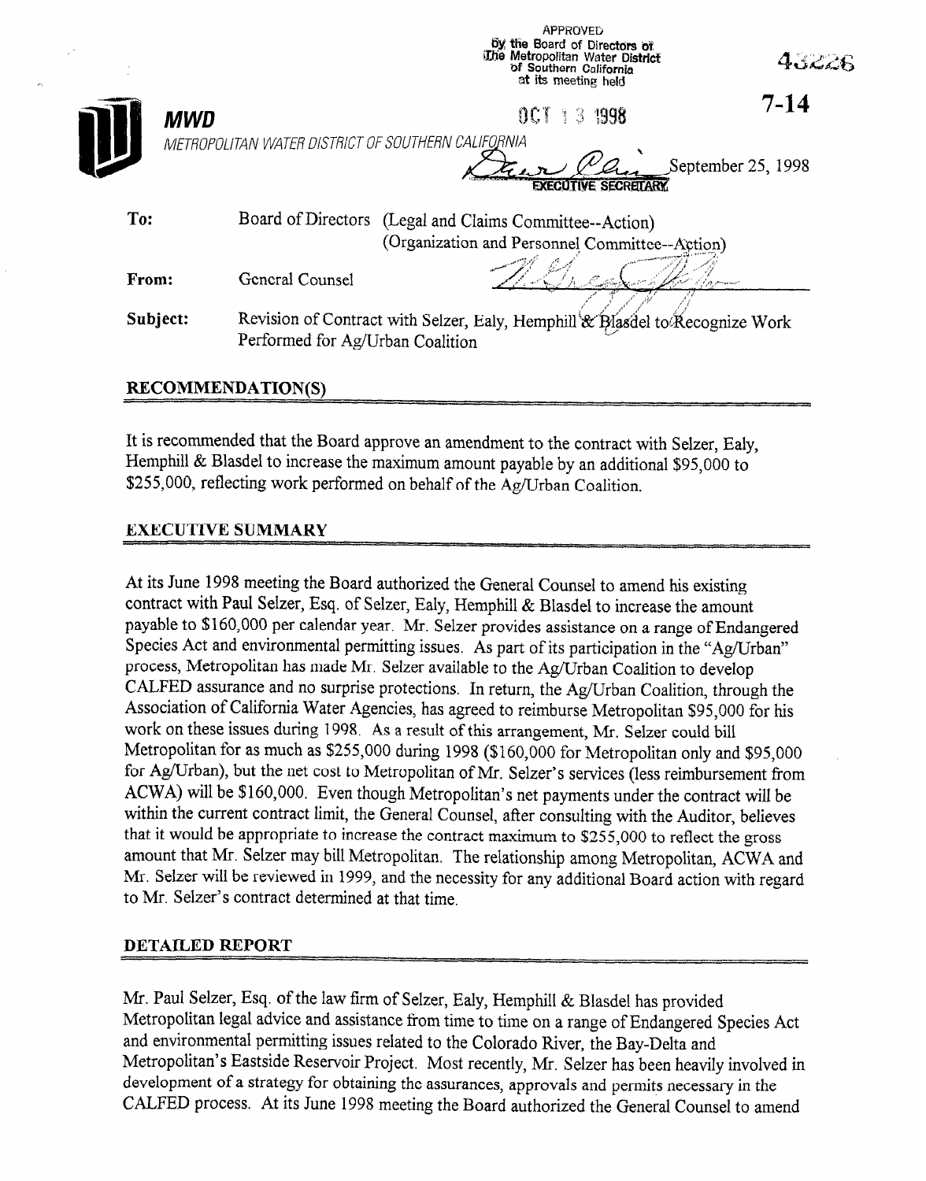APPROVED
by the Board of Directors of
The Metropolitan Water District
of Southern California
at its meeting held

OCT 13 1998

EXECUTIVE SECRETARY

43226

7-14

**MWD**

*METROPOLITAN WATER DISTRICT OF SOUTHERN CALIFORNIA*

September 25, 1998

| | | |
|---|---|---|
| **To:** | Board of Directors | (Legal and Claims Committee--Action) (Organization and Personnel Committee--Action) |
| **From:** | General Counsel | |
| **Subject:** | Revision of Contract with Selzer, Ealy, Hemphill & Blasdel to Recognize Work Performed for Ag/Urban Coalition | |

## RECOMMENDATION(S)

It is recommended that the Board approve an amendment to the contract with Selzer, Ealy, Hemphill & Blasdel to increase the maximum amount payable by an additional $95,000 to $255,000, reflecting work performed on behalf of the Ag/Urban Coalition.

## EXECUTIVE SUMMARY

At its June 1998 meeting the Board authorized the General Counsel to amend his existing contract with Paul Selzer, Esq. of Selzer, Ealy, Hemphill & Blasdel to increase the amount payable to $160,000 per calendar year. Mr. Selzer provides assistance on a range of Endangered Species Act and environmental permitting issues. As part of its participation in the "Ag/Urban" process, Metropolitan has made Mr. Selzer available to the Ag/Urban Coalition to develop CALFED assurance and no surprise protections. In return, the Ag/Urban Coalition, through the Association of California Water Agencies, has agreed to reimburse Metropolitan $95,000 for his work on these issues during 1998. As a result of this arrangement, Mr. Selzer could bill Metropolitan for as much as $255,000 during 1998 ($160,000 for Metropolitan only and $95,000 for Ag/Urban), but the net cost to Metropolitan of Mr. Selzer's services (less reimbursement from ACWA) will be $160,000. Even though Metropolitan's net payments under the contract will be within the current contract limit, the General Counsel, after consulting with the Auditor, believes that it would be appropriate to increase the contract maximum to $255,000 to reflect the gross amount that Mr. Selzer may bill Metropolitan. The relationship among Metropolitan, ACWA and Mr. Selzer will be reviewed in 1999, and the necessity for any additional Board action with regard to Mr. Selzer's contract determined at that time.

## DETAILED REPORT

Mr. Paul Selzer, Esq. of the law firm of Selzer, Ealy, Hemphill & Blasdel has provided Metropolitan legal advice and assistance from time to time on a range of Endangered Species Act and environmental permitting issues related to the Colorado River, the Bay-Delta and Metropolitan's Eastside Reservoir Project. Most recently, Mr. Selzer has been heavily involved in development of a strategy for obtaining the assurances, approvals and permits necessary in the CALFED process. At its June 1998 meeting the Board authorized the General Counsel to amend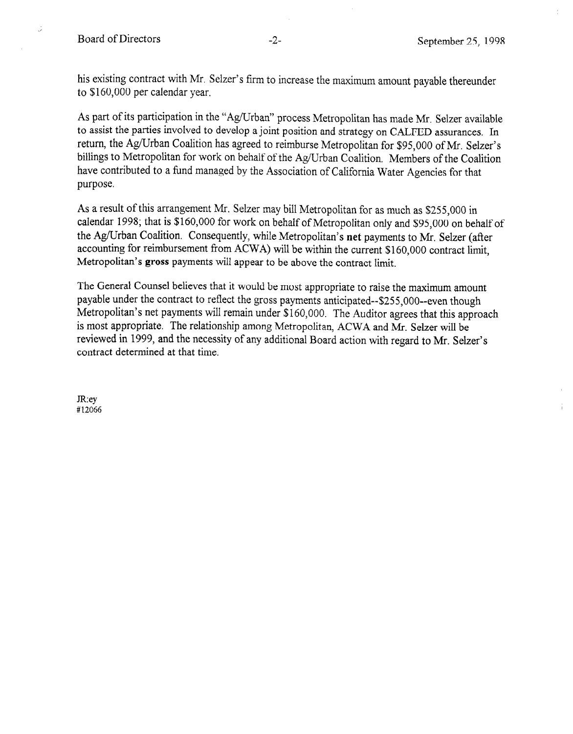his existing contract with Mr. Selzer's firm to increase the maximum amount payable thereunder to $160,000 per calendar year.

As part of its participation in the "Ag/Urban" process Metropolitan has made Mr. Selzer available to assist the parties involved to develop a joint position and strategy on CALFED assurances. In return, the Ag/Urban Coalition has agreed to reimburse Metropolitan for $95,000 of Mr. Selzer's billings to Metropolitan for work on behalf of the Ag/Urban Coalition. Members of the Coalition have contributed to a fund managed by the Association of California Water Agencies for that purpose.

As a result of this arrangement Mr. Selzer may bill Metropolitan for as much as $255,000 in calendar 1998; that is $160,000 for work on behalf of Metropolitan only and $95,000 on behalf of the Ag/Urban Coalition. Consequently, while Metropolitan's **net** payments to Mr. Selzer (after accounting for reimbursement from ACWA) will be within the current $160,000 contract limit, Metropolitan's **gross** payments will appear to be above the contract limit.

The General Counsel believes that it would be most appropriate to raise the maximum amount payable under the contract to reflect the gross payments anticipated--$255,000--even though Metropolitan's net payments will remain under $160,000. The Auditor agrees that this approach is most appropriate. The relationship among Metropolitan, ACWA and Mr. Selzer will be reviewed in 1999, and the necessity of any additional Board action with regard to Mr. Selzer's contract determined at that time.

JR:ey
#12066